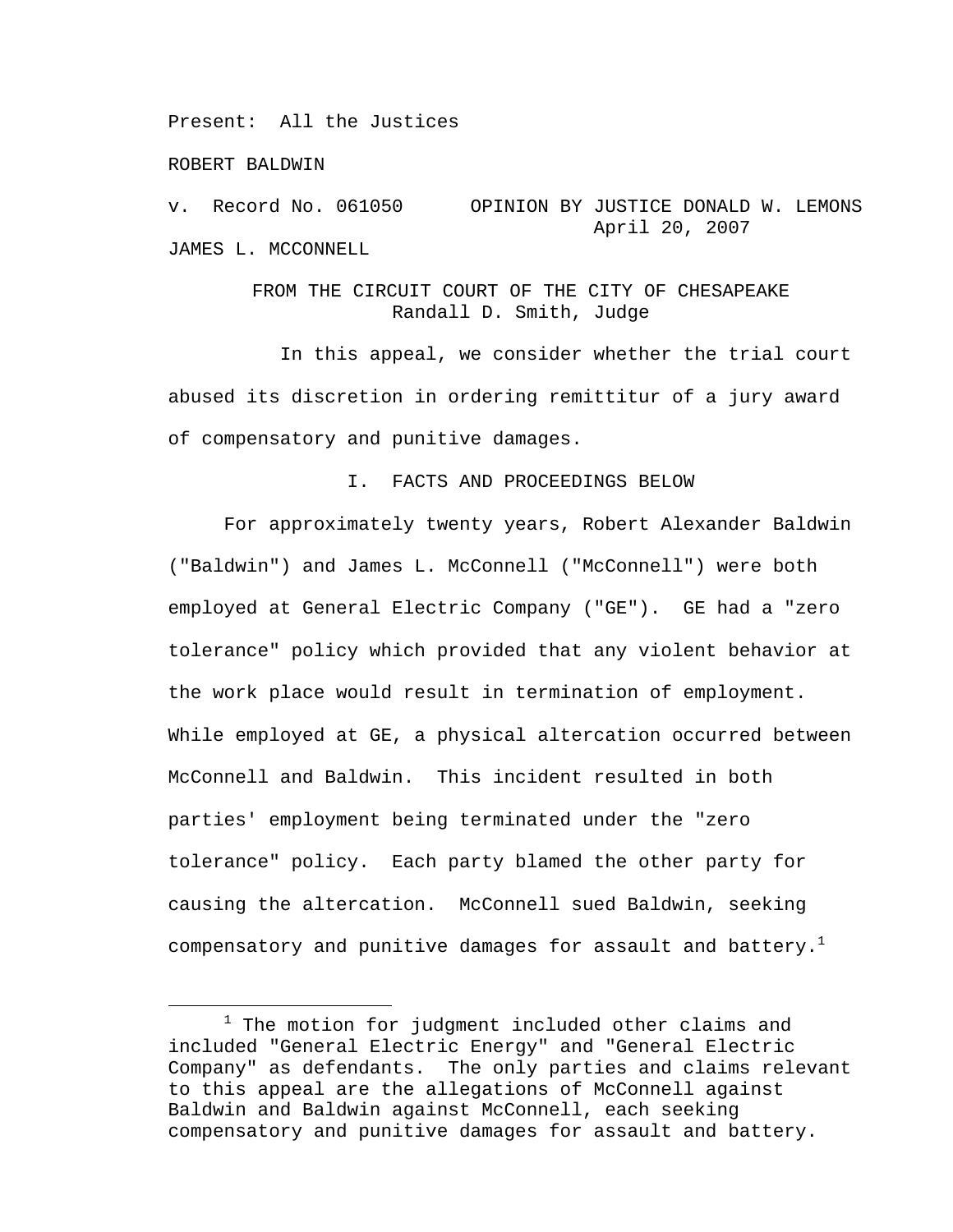Present: All the Justices

ROBERT BALDWIN

v. Record No. 061050 OPINION BY JUSTICE DONALD W. LEMONS
April 20, 2007

JAMES L. MCCONNELL

FROM THE CIRCUIT COURT OF THE CITY OF CHESAPEAKE
Randall D. Smith, Judge

In this appeal, we consider whether the trial court abused its discretion in ordering remittitur of a jury award of compensatory and punitive damages.

## I. FACTS AND PROCEEDINGS BELOW

For approximately twenty years, Robert Alexander Baldwin ("Baldwin") and James L. McConnell ("McConnell") were both employed at General Electric Company ("GE"). GE had a "zero tolerance" policy which provided that any violent behavior at the work place would result in termination of employment. While employed at GE, a physical altercation occurred between McConnell and Baldwin. This incident resulted in both parties' employment being terminated under the "zero tolerance" policy. Each party blamed the other party for causing the altercation. McConnell sued Baldwin, seeking compensatory and punitive damages for assault and battery.[1]

---

[1] The motion for judgment included other claims and included "General Electric Energy" and "General Electric Company" as defendants. The only parties and claims relevant to this appeal are the allegations of McConnell against Baldwin and Baldwin against McConnell, each seeking compensatory and punitive damages for assault and battery.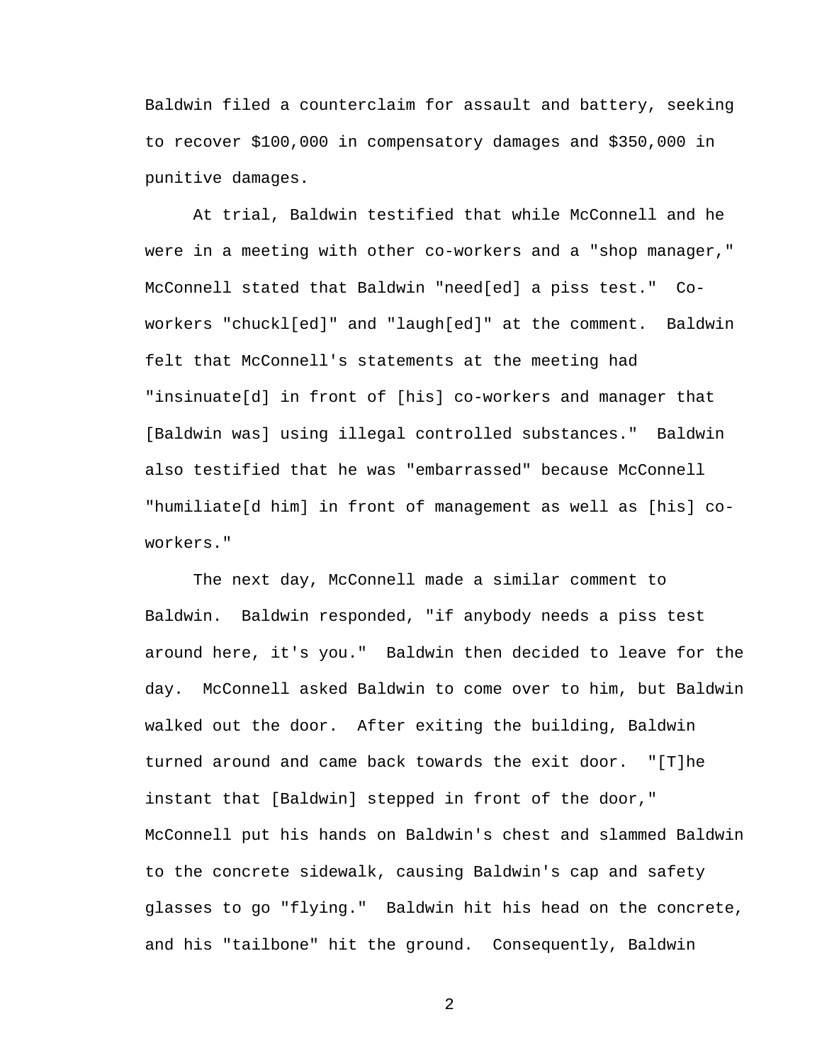Baldwin filed a counterclaim for assault and battery, seeking to recover $100,000 in compensatory damages and $350,000 in punitive damages.

At trial, Baldwin testified that while McConnell and he were in a meeting with other co-workers and a "shop manager," McConnell stated that Baldwin "need[ed] a piss test." Co-workers "chuckl[ed]" and "laugh[ed]" at the comment. Baldwin felt that McConnell's statements at the meeting had "insinuate[d] in front of [his] co-workers and manager that [Baldwin was] using illegal controlled substances." Baldwin also testified that he was "embarrassed" because McConnell "humiliate[d him] in front of management as well as [his] co-workers."

The next day, McConnell made a similar comment to Baldwin. Baldwin responded, "if anybody needs a piss test around here, it's you." Baldwin then decided to leave for the day. McConnell asked Baldwin to come over to him, but Baldwin walked out the door. After exiting the building, Baldwin turned around and came back towards the exit door. "[T]he instant that [Baldwin] stepped in front of the door," McConnell put his hands on Baldwin's chest and slammed Baldwin to the concrete sidewalk, causing Baldwin's cap and safety glasses to go "flying." Baldwin hit his head on the concrete, and his "tailbone" hit the ground. Consequently, Baldwin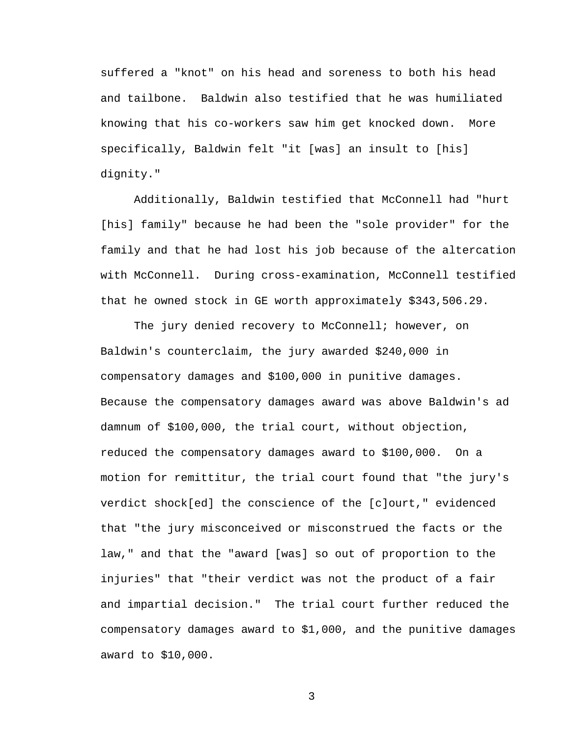suffered a "knot" on his head and soreness to both his head and tailbone. Baldwin also testified that he was humiliated knowing that his co-workers saw him get knocked down. More specifically, Baldwin felt "it [was] an insult to [his] dignity."

Additionally, Baldwin testified that McConnell had "hurt [his] family" because he had been the "sole provider" for the family and that he had lost his job because of the altercation with McConnell. During cross-examination, McConnell testified that he owned stock in GE worth approximately $343,506.29.

The jury denied recovery to McConnell; however, on Baldwin's counterclaim, the jury awarded $240,000 in compensatory damages and $100,000 in punitive damages. Because the compensatory damages award was above Baldwin's ad damnum of $100,000, the trial court, without objection, reduced the compensatory damages award to $100,000. On a motion for remittitur, the trial court found that "the jury's verdict shock[ed] the conscience of the [c]ourt," evidenced that "the jury misconceived or misconstrued the facts or the law," and that the "award [was] so out of proportion to the injuries" that "their verdict was not the product of a fair and impartial decision." The trial court further reduced the compensatory damages award to $1,000, and the punitive damages award to $10,000.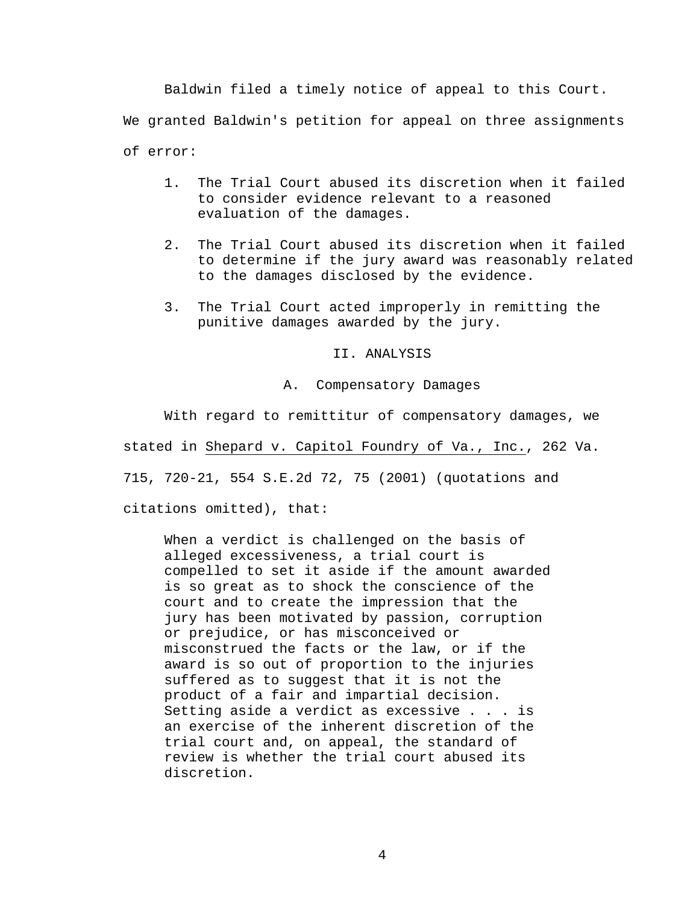Baldwin filed a timely notice of appeal to this Court. We granted Baldwin's petition for appeal on three assignments of error:

1. The Trial Court abused its discretion when it failed to consider evidence relevant to a reasoned evaluation of the damages.

2. The Trial Court abused its discretion when it failed to determine if the jury award was reasonably related to the damages disclosed by the evidence.

3. The Trial Court acted improperly in remitting the punitive damages awarded by the jury.

## II. ANALYSIS

### A. Compensatory Damages

With regard to remittitur of compensatory damages, we stated in Shepard v. Capitol Foundry of Va., Inc., 262 Va. 715, 720-21, 554 S.E.2d 72, 75 (2001) (quotations and citations omitted), that:

> When a verdict is challenged on the basis of alleged excessiveness, a trial court is compelled to set it aside if the amount awarded is so great as to shock the conscience of the court and to create the impression that the jury has been motivated by passion, corruption or prejudice, or has misconceived or misconstrued the facts or the law, or if the award is so out of proportion to the injuries suffered as to suggest that it is not the product of a fair and impartial decision. Setting aside a verdict as excessive . . . is an exercise of the inherent discretion of the trial court and, on appeal, the standard of review is whether the trial court abused its discretion.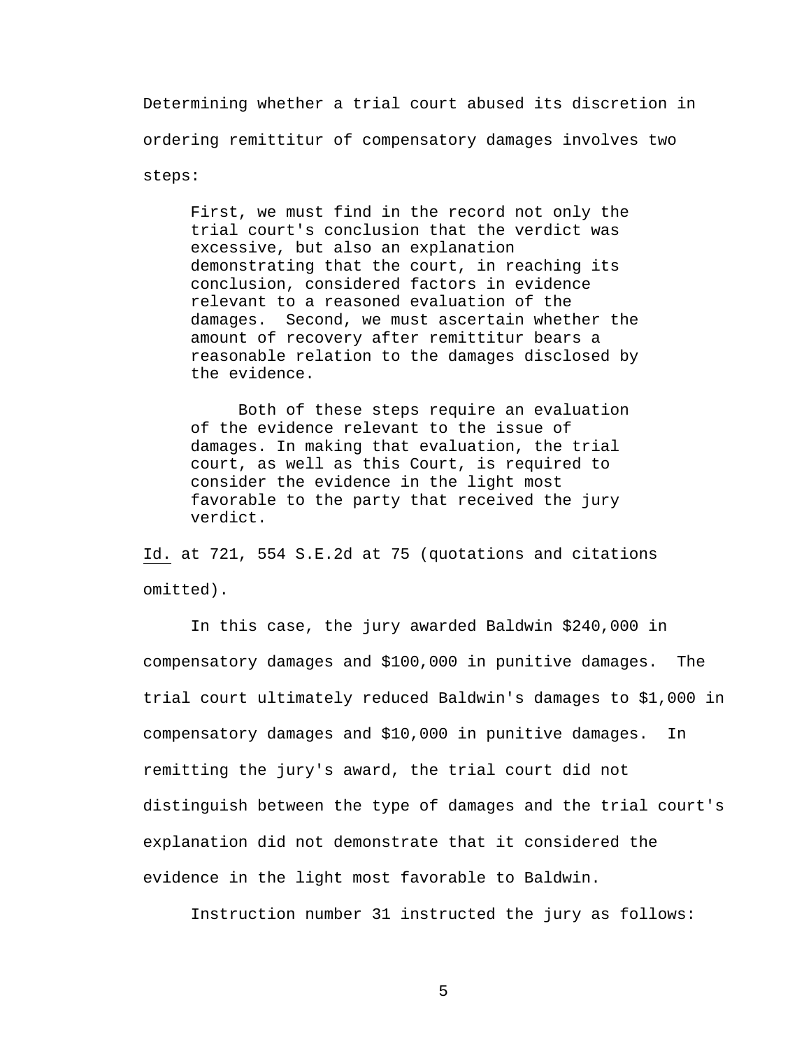Determining whether a trial court abused its discretion in ordering remittitur of compensatory damages involves two steps:

> First, we must find in the record not only the trial court's conclusion that the verdict was excessive, but also an explanation demonstrating that the court, in reaching its conclusion, considered factors in evidence relevant to a reasoned evaluation of the damages. Second, we must ascertain whether the amount of recovery after remittitur bears a reasonable relation to the damages disclosed by the evidence.
>
> Both of these steps require an evaluation of the evidence relevant to the issue of damages. In making that evaluation, the trial court, as well as this Court, is required to consider the evidence in the light most favorable to the party that received the jury verdict.

Id. at 721, 554 S.E.2d at 75 (quotations and citations omitted).

In this case, the jury awarded Baldwin $240,000 in compensatory damages and $100,000 in punitive damages. The trial court ultimately reduced Baldwin's damages to $1,000 in compensatory damages and $10,000 in punitive damages. In remitting the jury's award, the trial court did not distinguish between the type of damages and the trial court's explanation did not demonstrate that it considered the evidence in the light most favorable to Baldwin.

Instruction number 31 instructed the jury as follows: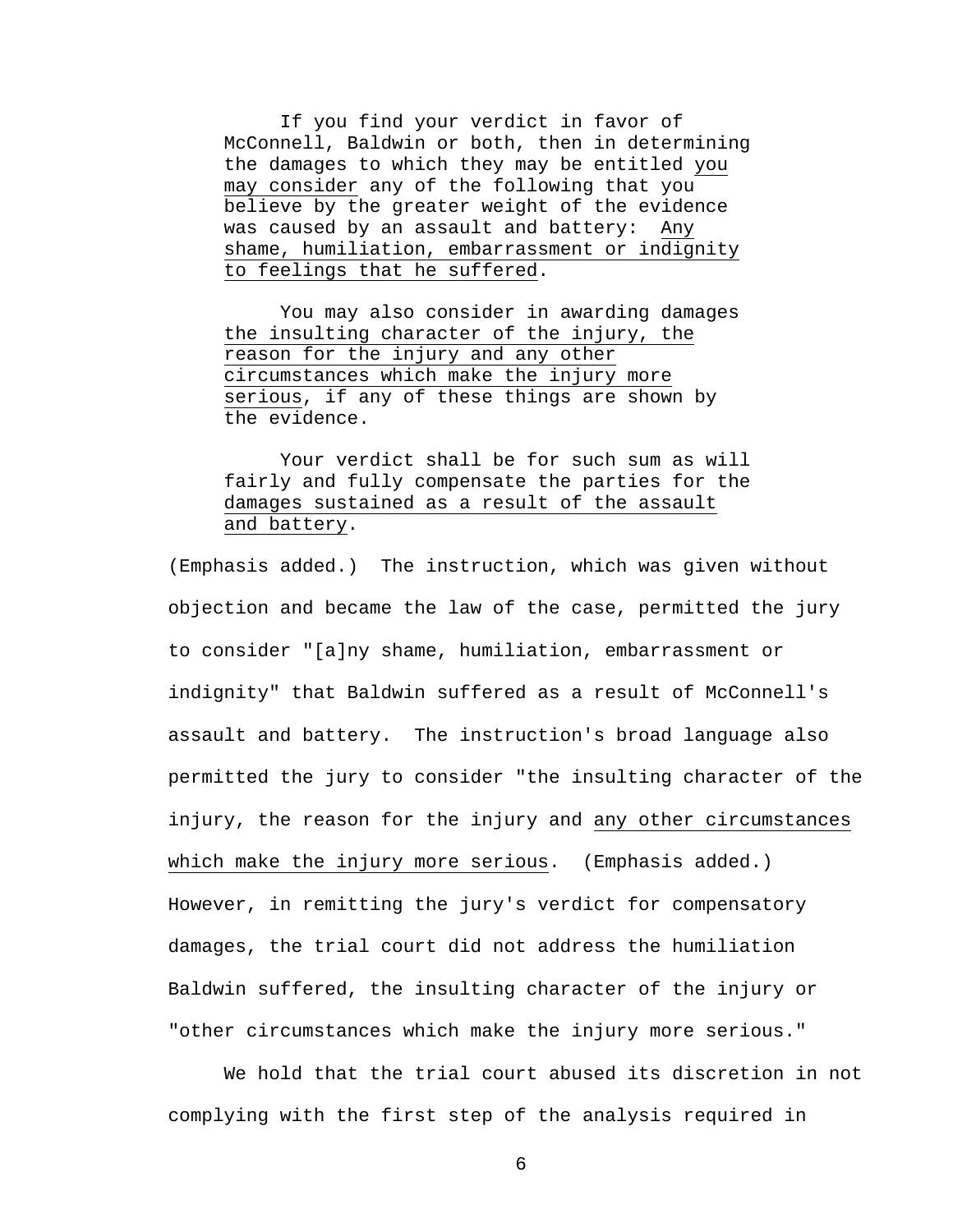> If you find your verdict in favor of McConnell, Baldwin or both, then in determining the damages to which they may be entitled you may consider any of the following that you believe by the greater weight of the evidence was caused by an assault and battery: Any shame, humiliation, embarrassment or indignity to feelings that he suffered.
>
> You may also consider in awarding damages the insulting character of the injury, the reason for the injury and any other circumstances which make the injury more serious, if any of these things are shown by the evidence.
>
> Your verdict shall be for such sum as will fairly and fully compensate the parties for the damages sustained as a result of the assault and battery.

(Emphasis added.) The instruction, which was given without objection and became the law of the case, permitted the jury to consider "[a]ny shame, humiliation, embarrassment or indignity" that Baldwin suffered as a result of McConnell's assault and battery. The instruction's broad language also permitted the jury to consider "the insulting character of the injury, the reason for the injury and any other circumstances which make the injury more serious. (Emphasis added.) However, in remitting the jury's verdict for compensatory damages, the trial court did not address the humiliation Baldwin suffered, the insulting character of the injury or "other circumstances which make the injury more serious."

We hold that the trial court abused its discretion in not complying with the first step of the analysis required in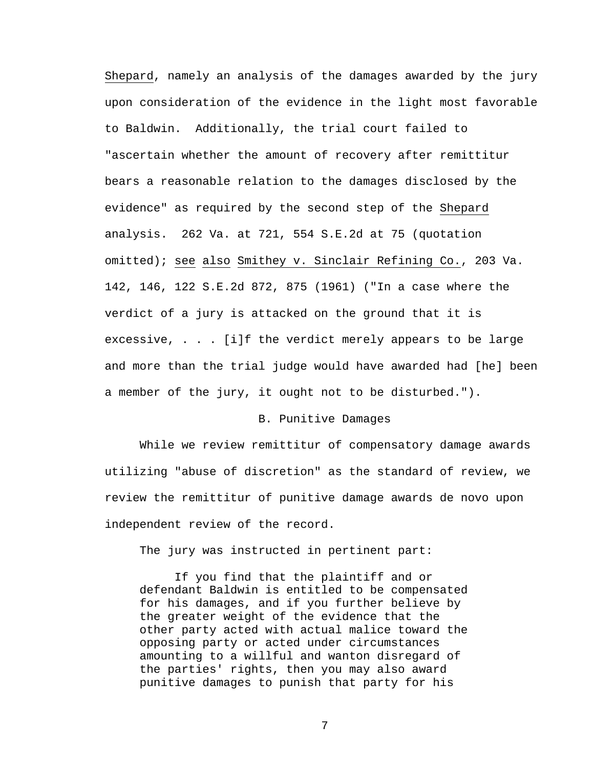Shepard, namely an analysis of the damages awarded by the jury upon consideration of the evidence in the light most favorable to Baldwin. Additionally, the trial court failed to "ascertain whether the amount of recovery after remittitur bears a reasonable relation to the damages disclosed by the evidence" as required by the second step of the Shepard analysis. 262 Va. at 721, 554 S.E.2d at 75 (quotation omitted); see also Smithey v. Sinclair Refining Co., 203 Va. 142, 146, 122 S.E.2d 872, 875 (1961) ("In a case where the verdict of a jury is attacked on the ground that it is excessive, . . . [i]f the verdict merely appears to be large and more than the trial judge would have awarded had [he] been a member of the jury, it ought not to be disturbed.").

### B. Punitive Damages

While we review remittitur of compensatory damage awards utilizing "abuse of discretion" as the standard of review, we review the remittitur of punitive damage awards de novo upon independent review of the record.

The jury was instructed in pertinent part:

> If you find that the plaintiff and or defendant Baldwin is entitled to be compensated for his damages, and if you further believe by the greater weight of the evidence that the other party acted with actual malice toward the opposing party or acted under circumstances amounting to a willful and wanton disregard of the parties' rights, then you may also award punitive damages to punish that party for his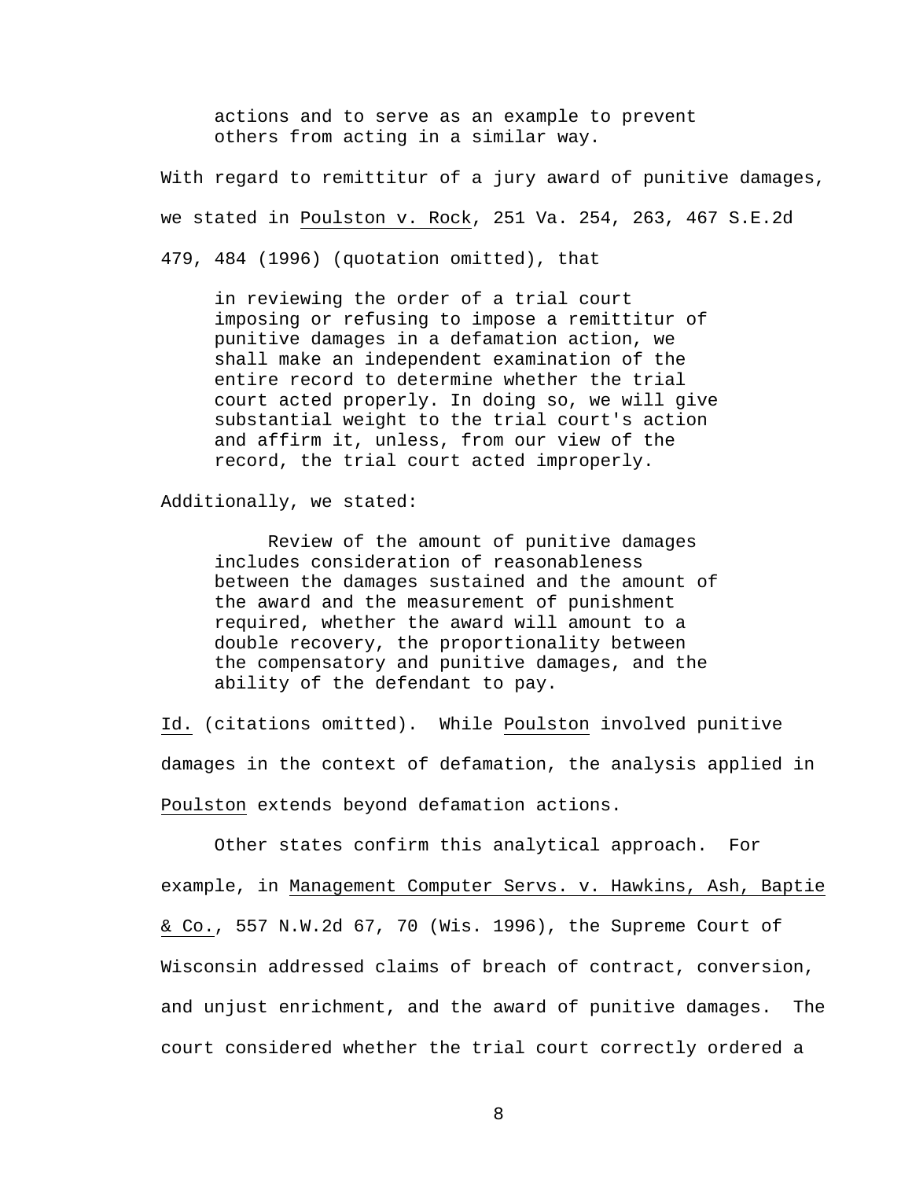> actions and to serve as an example to prevent others from acting in a similar way.

With regard to remittitur of a jury award of punitive damages, we stated in Poulston v. Rock, 251 Va. 254, 263, 467 S.E.2d 479, 484 (1996) (quotation omitted), that

> in reviewing the order of a trial court imposing or refusing to impose a remittitur of punitive damages in a defamation action, we shall make an independent examination of the entire record to determine whether the trial court acted properly. In doing so, we will give substantial weight to the trial court's action and affirm it, unless, from our view of the record, the trial court acted improperly.

Additionally, we stated:

> Review of the amount of punitive damages includes consideration of reasonableness between the damages sustained and the amount of the award and the measurement of punishment required, whether the award will amount to a double recovery, the proportionality between the compensatory and punitive damages, and the ability of the defendant to pay.

Id. (citations omitted). While Poulston involved punitive damages in the context of defamation, the analysis applied in Poulston extends beyond defamation actions.

Other states confirm this analytical approach. For example, in Management Computer Servs. v. Hawkins, Ash, Baptie & Co., 557 N.W.2d 67, 70 (Wis. 1996), the Supreme Court of Wisconsin addressed claims of breach of contract, conversion, and unjust enrichment, and the award of punitive damages. The court considered whether the trial court correctly ordered a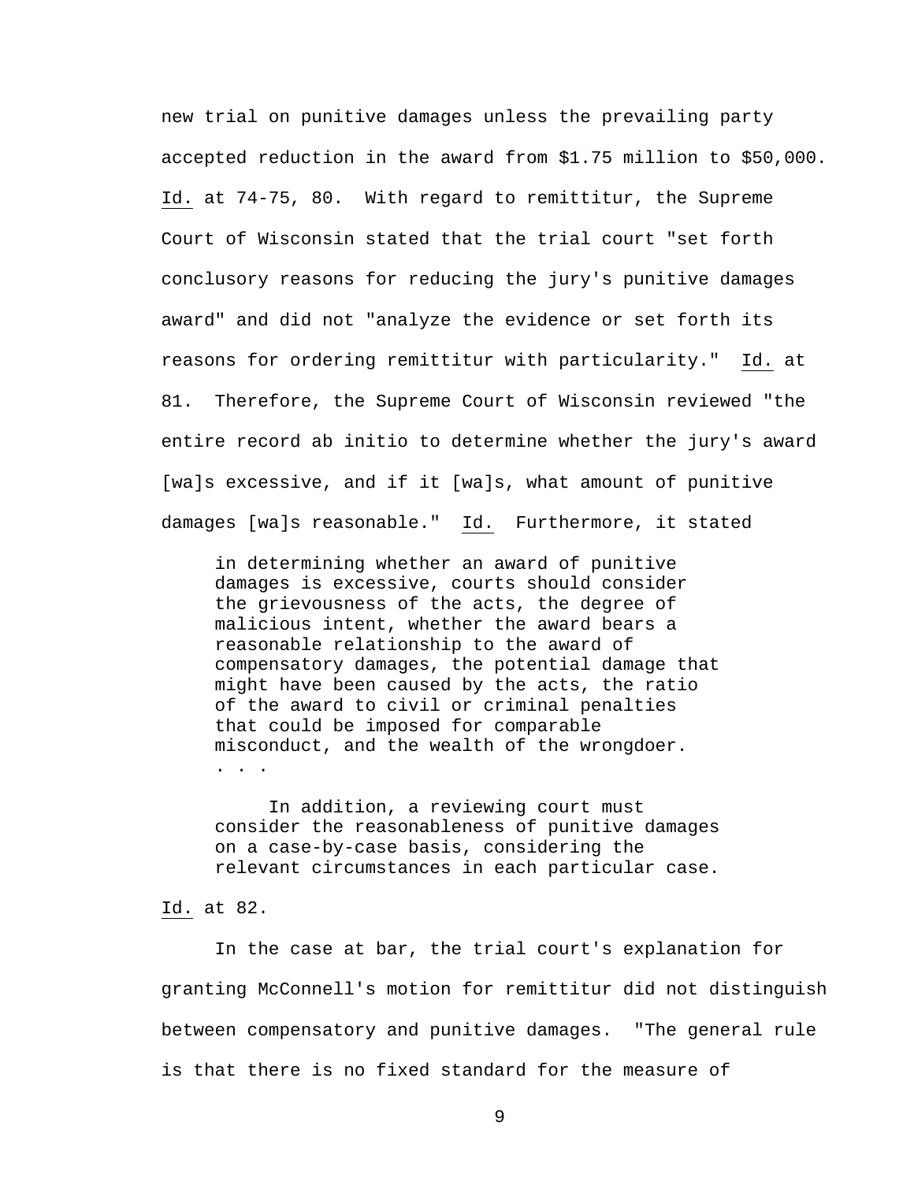new trial on punitive damages unless the prevailing party accepted reduction in the award from $1.75 million to $50,000. Id. at 74-75, 80. With regard to remittitur, the Supreme Court of Wisconsin stated that the trial court "set forth conclusory reasons for reducing the jury's punitive damages award" and did not "analyze the evidence or set forth its reasons for ordering remittitur with particularity." Id. at 81. Therefore, the Supreme Court of Wisconsin reviewed "the entire record ab initio to determine whether the jury's award [wa]s excessive, and if it [wa]s, what amount of punitive damages [wa]s reasonable." Id. Furthermore, it stated

> in determining whether an award of punitive damages is excessive, courts should consider the grievousness of the acts, the degree of malicious intent, whether the award bears a reasonable relationship to the award of compensatory damages, the potential damage that might have been caused by the acts, the ratio of the award to civil or criminal penalties that could be imposed for comparable misconduct, and the wealth of the wrongdoer. . . .
>
> In addition, a reviewing court must consider the reasonableness of punitive damages on a case-by-case basis, considering the relevant circumstances in each particular case.

Id. at 82.

In the case at bar, the trial court's explanation for granting McConnell's motion for remittitur did not distinguish between compensatory and punitive damages. "The general rule is that there is no fixed standard for the measure of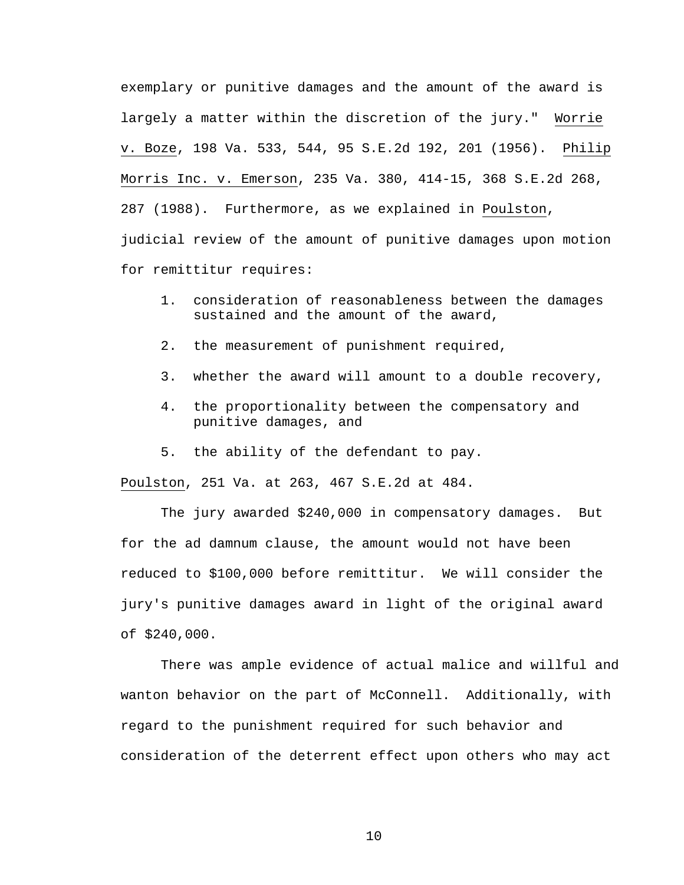exemplary or punitive damages and the amount of the award is largely a matter within the discretion of the jury." Worrie v. Boze, 198 Va. 533, 544, 95 S.E.2d 192, 201 (1956). Philip Morris Inc. v. Emerson, 235 Va. 380, 414-15, 368 S.E.2d 268, 287 (1988). Furthermore, as we explained in Poulston, judicial review of the amount of punitive damages upon motion for remittitur requires:

1. consideration of reasonableness between the damages sustained and the amount of the award,
2. the measurement of punishment required,
3. whether the award will amount to a double recovery,
4. the proportionality between the compensatory and punitive damages, and
5. the ability of the defendant to pay.

Poulston, 251 Va. at 263, 467 S.E.2d at 484.

The jury awarded $240,000 in compensatory damages. But for the ad damnum clause, the amount would not have been reduced to $100,000 before remittitur. We will consider the jury's punitive damages award in light of the original award of $240,000.

There was ample evidence of actual malice and willful and wanton behavior on the part of McConnell. Additionally, with regard to the punishment required for such behavior and consideration of the deterrent effect upon others who may act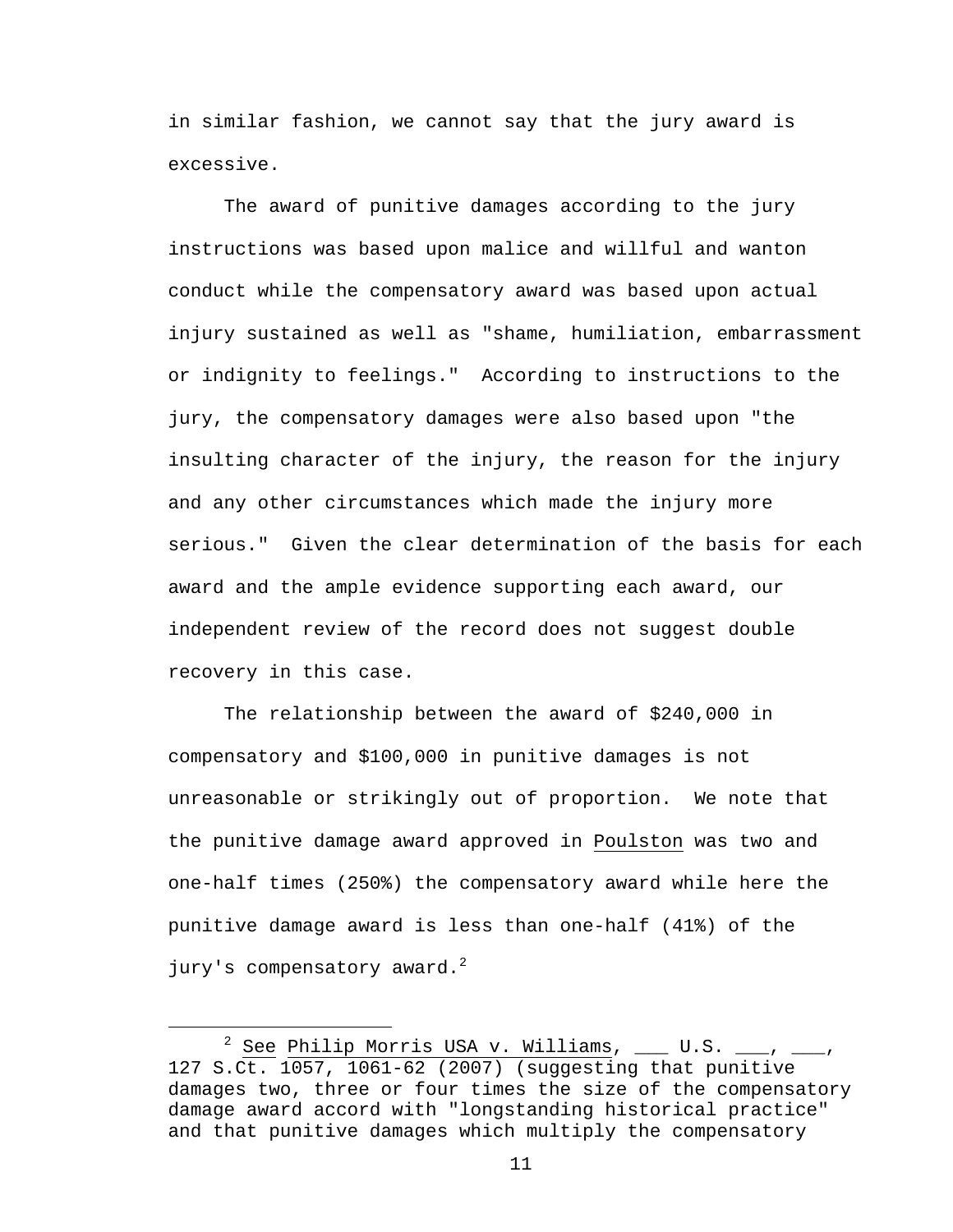in similar fashion, we cannot say that the jury award is excessive.

The award of punitive damages according to the jury instructions was based upon malice and willful and wanton conduct while the compensatory award was based upon actual injury sustained as well as "shame, humiliation, embarrassment or indignity to feelings." According to instructions to the jury, the compensatory damages were also based upon "the insulting character of the injury, the reason for the injury and any other circumstances which made the injury more serious." Given the clear determination of the basis for each award and the ample evidence supporting each award, our independent review of the record does not suggest double recovery in this case.

The relationship between the award of $240,000 in compensatory and $100,000 in punitive damages is not unreasonable or strikingly out of proportion. We note that the punitive damage award approved in Poulston was two and one-half times (250%) the compensatory award while here the punitive damage award is less than one-half (41%) of the jury's compensatory award.[2]

---

[2] See Philip Morris USA v. Williams, ___ U.S. ___, ___, 127 S.Ct. 1057, 1061-62 (2007) (suggesting that punitive damages two, three or four times the size of the compensatory damage award accord with "longstanding historical practice" and that punitive damages which multiply the compensatory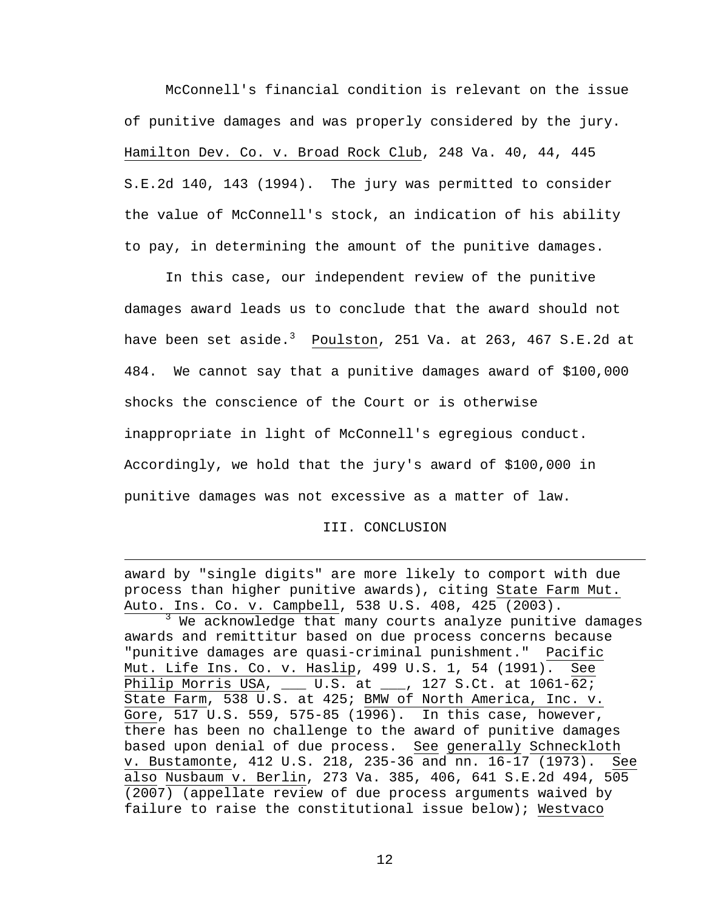McConnell's financial condition is relevant on the issue of punitive damages and was properly considered by the jury. Hamilton Dev. Co. v. Broad Rock Club, 248 Va. 40, 44, 445 S.E.2d 140, 143 (1994). The jury was permitted to consider the value of McConnell's stock, an indication of his ability to pay, in determining the amount of the punitive damages.

In this case, our independent review of the punitive damages award leads us to conclude that the award should not have been set aside.[3] Poulston, 251 Va. at 263, 467 S.E.2d at 484. We cannot say that a punitive damages award of $100,000 shocks the conscience of the Court or is otherwise inappropriate in light of McConnell's egregious conduct. Accordingly, we hold that the jury's award of $100,000 in punitive damages was not excessive as a matter of law.

## III. CONCLUSION

---

award by "single digits" are more likely to comport with due process than higher punitive awards), citing State Farm Mut. Auto. Ins. Co. v. Campbell, 538 U.S. 408, 425 (2003).

[3] We acknowledge that many courts analyze punitive damages awards and remittitur based on due process concerns because "punitive damages are quasi-criminal punishment." Pacific Mut. Life Ins. Co. v. Haslip, 499 U.S. 1, 54 (1991). See Philip Morris USA, ___ U.S. at ___, 127 S.Ct. at 1061-62; State Farm, 538 U.S. at 425; BMW of North America, Inc. v. Gore, 517 U.S. 559, 575-85 (1996). In this case, however, there has been no challenge to the award of punitive damages based upon denial of due process. See generally Schneckloth v. Bustamonte, 412 U.S. 218, 235-36 and nn. 16-17 (1973). See also Nusbaum v. Berlin, 273 Va. 385, 406, 641 S.E.2d 494, 505 (2007) (appellate review of due process arguments waived by failure to raise the constitutional issue below); Westvaco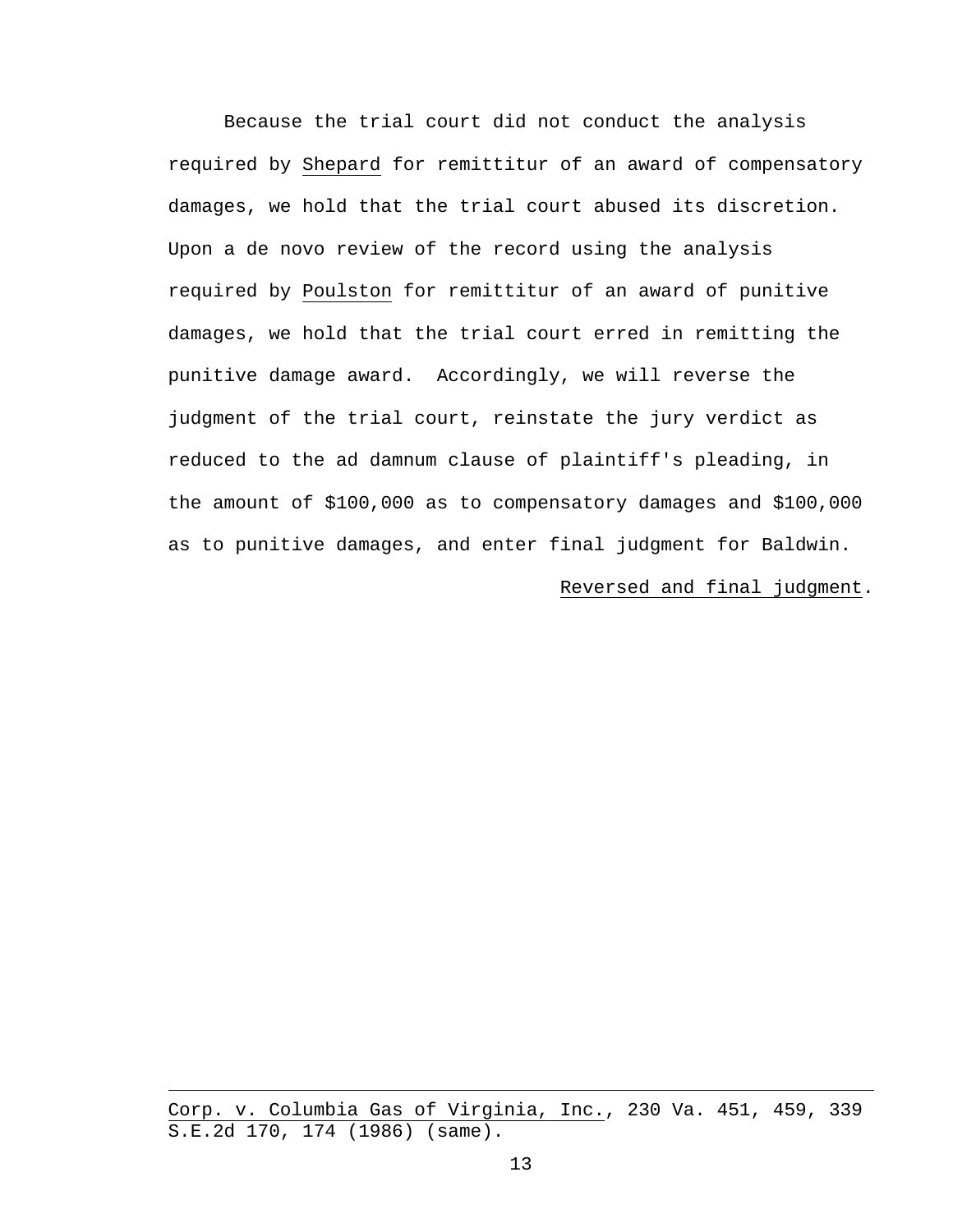Because the trial court did not conduct the analysis required by Shepard for remittitur of an award of compensatory damages, we hold that the trial court abused its discretion. Upon a de novo review of the record using the analysis required by Poulston for remittitur of an award of punitive damages, we hold that the trial court erred in remitting the punitive damage award. Accordingly, we will reverse the judgment of the trial court, reinstate the jury verdict as reduced to the ad damnum clause of plaintiff's pleading, in the amount of $100,000 as to compensatory damages and $100,000 as to punitive damages, and enter final judgment for Baldwin.

Reversed and final judgment.

---

Corp. v. Columbia Gas of Virginia, Inc., 230 Va. 451, 459, 339 S.E.2d 170, 174 (1986) (same).